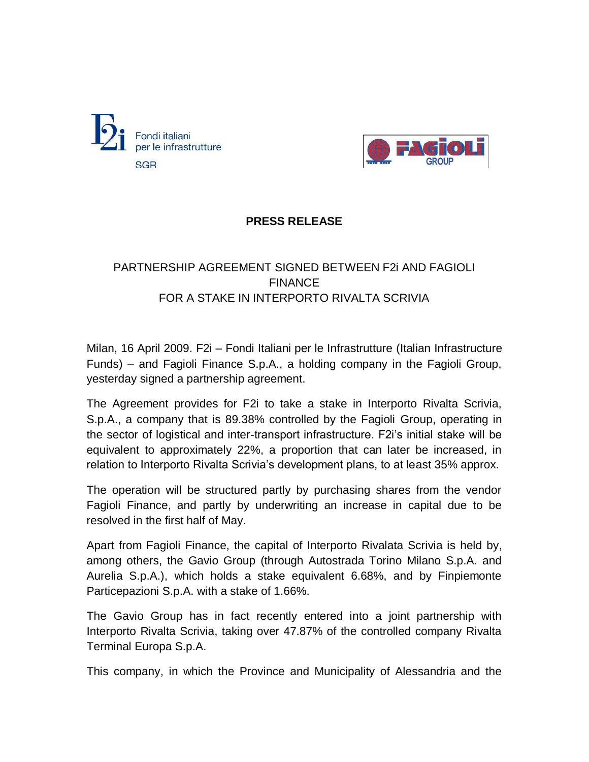Fondi italiani per le infrastrutture SGR

FAGIOLI GROUP

## PRESS RELEASE

### PARTNERSHIP AGREEMENT SIGNED BETWEEN F2i AND FAGIOLI FINANCE FOR A STAKE IN INTERPORTO RIVALTA SCRIVIA

Milan, 16 April 2009. F2i – Fondi Italiani per le Infrastrutture (Italian Infrastructure Funds) – and Fagioli Finance S.p.A., a holding company in the Fagioli Group, yesterday signed a partnership agreement.

The Agreement provides for F2i to take a stake in Interporto Rivalta Scrivia, S.p.A., a company that is 89.38% controlled by the Fagioli Group, operating in the sector of logistical and inter-transport infrastructure. F2i's initial stake will be equivalent to approximately 22%, a proportion that can later be increased, in relation to Interporto Rivalta Scrivia's development plans, to at least 35% approx.

The operation will be structured partly by purchasing shares from the vendor Fagioli Finance, and partly by underwriting an increase in capital due to be resolved in the first half of May.

Apart from Fagioli Finance, the capital of Interporto Rivalata Scrivia is held by, among others, the Gavio Group (through Autostrada Torino Milano S.p.A. and Aurelia S.p.A.), which holds a stake equivalent 6.68%, and by Finpiemonte Particepazioni S.p.A. with a stake of 1.66%.

The Gavio Group has in fact recently entered into a joint partnership with Interporto Rivalta Scrivia, taking over 47.87% of the controlled company Rivalta Terminal Europa S.p.A.

This company, in which the Province and Municipality of Alessandria and the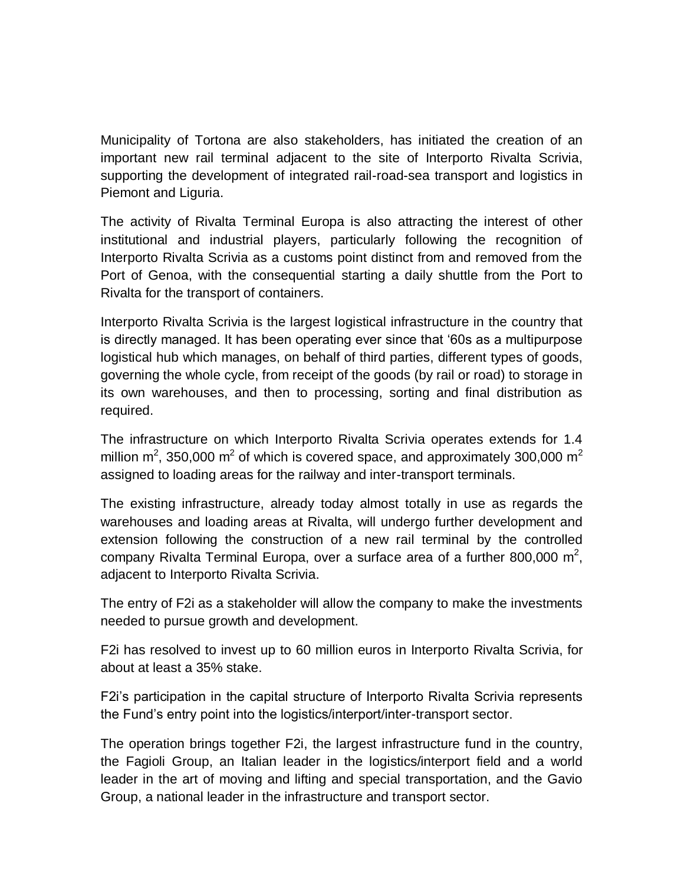Municipality of Tortona are also stakeholders, has initiated the creation of an important new rail terminal adjacent to the site of Interporto Rivalta Scrivia, supporting the development of integrated rail-road-sea transport and logistics in Piemont and Liguria.

The activity of Rivalta Terminal Europa is also attracting the interest of other institutional and industrial players, particularly following the recognition of Interporto Rivalta Scrivia as a customs point distinct from and removed from the Port of Genoa, with the consequential starting a daily shuttle from the Port to Rivalta for the transport of containers.

Interporto Rivalta Scrivia is the largest logistical infrastructure in the country that is directly managed. It has been operating ever since that '60s as a multipurpose logistical hub which manages, on behalf of third parties, different types of goods, governing the whole cycle, from receipt of the goods (by rail or road) to storage in its own warehouses, and then to processing, sorting and final distribution as required.

The infrastructure on which Interporto Rivalta Scrivia operates extends for 1.4 million $m^2$, 350,000 $m^2$ of which is covered space, and approximately 300,000 $m^2$ assigned to loading areas for the railway and inter-transport terminals.

The existing infrastructure, already today almost totally in use as regards the warehouses and loading areas at Rivalta, will undergo further development and extension following the construction of a new rail terminal by the controlled company Rivalta Terminal Europa, over a surface area of a further 800,000 $m^2$, adjacent to Interporto Rivalta Scrivia.

The entry of F2i as a stakeholder will allow the company to make the investments needed to pursue growth and development.

F2i has resolved to invest up to 60 million euros in Interporto Rivalta Scrivia, for about at least a 35% stake.

F2i's participation in the capital structure of Interporto Rivalta Scrivia represents the Fund's entry point into the logistics/interport/inter-transport sector.

The operation brings together F2i, the largest infrastructure fund in the country, the Fagioli Group, an Italian leader in the logistics/interport field and a world leader in the art of moving and lifting and special transportation, and the Gavio Group, a national leader in the infrastructure and transport sector.